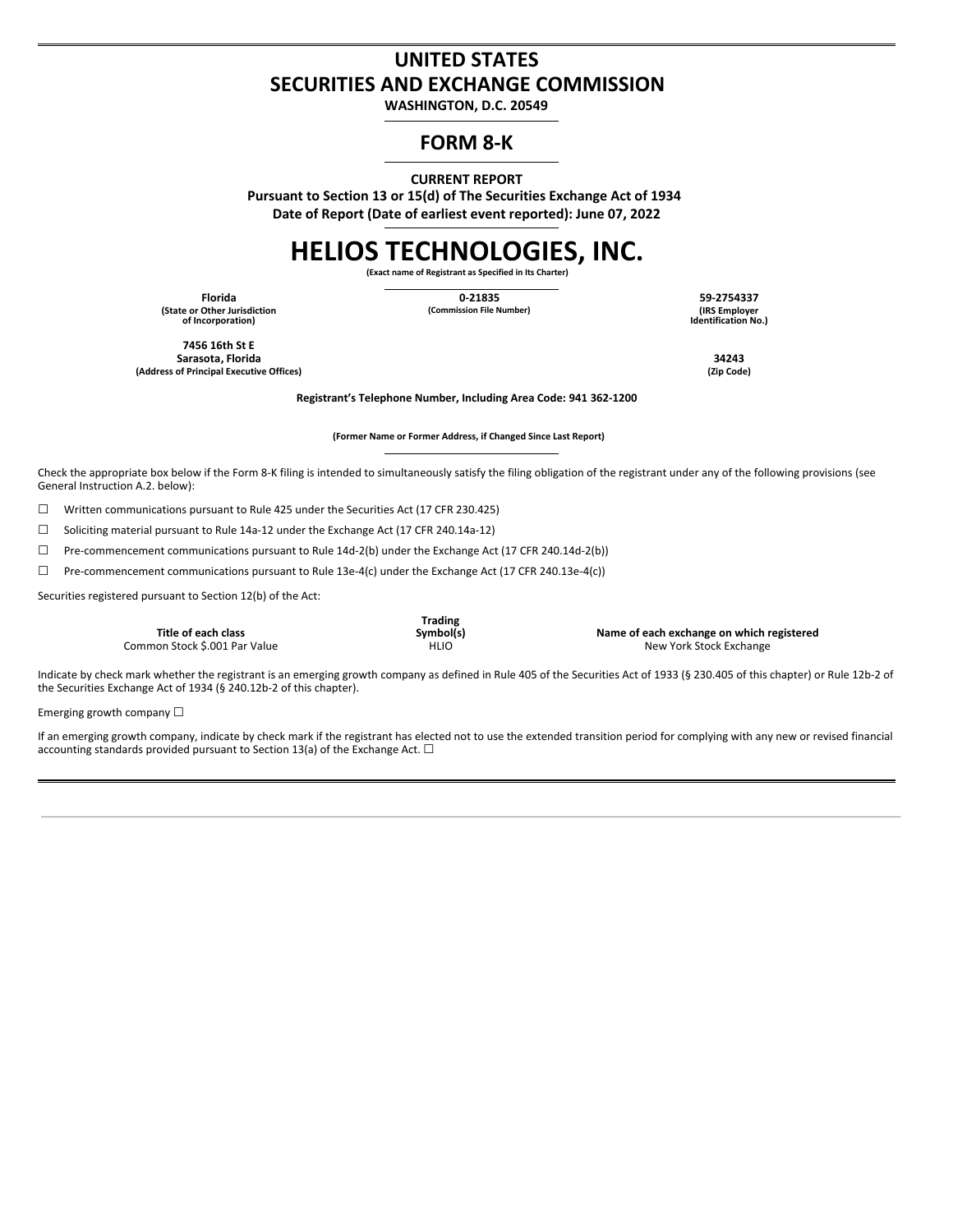# UNITED STATES
# SECURITIES AND EXCHANGE COMMISSION

**WASHINGTON, D.C. 20549**

## FORM 8-K

**CURRENT REPORT**

**Pursuant to Section 13 or 15(d) of The Securities Exchange Act of 1934**

**Date of Report (Date of earliest event reported): June 07, 2022**

# HELIOS TECHNOLOGIES, INC.

**(Exact name of Registrant as Specified in Its Charter)**

| **Florida** | **0-21835** | **59-2754337** |
|---|---|---|
| **(State or Other Jurisdiction of Incorporation)** | **(Commission File Number)** | **(IRS Employer Identification No.)** |

| **7456 16th St E Sarasota, Florida** | **34243** |
|---|---|
| **(Address of Principal Executive Offices)** | **(Zip Code)** |

**Registrant's Telephone Number, Including Area Code: 941 362-1200**

**(Former Name or Former Address, if Changed Since Last Report)**

Check the appropriate box below if the Form 8-K filing is intended to simultaneously satisfy the filing obligation of the registrant under any of the following provisions (see General Instruction A.2. below):

☐ Written communications pursuant to Rule 425 under the Securities Act (17 CFR 230.425)

☐ Soliciting material pursuant to Rule 14a-12 under the Exchange Act (17 CFR 240.14a-12)

☐ Pre-commencement communications pursuant to Rule 14d-2(b) under the Exchange Act (17 CFR 240.14d-2(b))

☐ Pre-commencement communications pursuant to Rule 13e-4(c) under the Exchange Act (17 CFR 240.13e-4(c))

Securities registered pursuant to Section 12(b) of the Act:

| **Title of each class** | **Trading Symbol(s)** | **Name of each exchange on which registered** |
|---|---|---|
| Common Stock $.001 Par Value | HLIO | New York Stock Exchange |

Indicate by check mark whether the registrant is an emerging growth company as defined in Rule 405 of the Securities Act of 1933 (§ 230.405 of this chapter) or Rule 12b-2 of the Securities Exchange Act of 1934 (§ 240.12b-2 of this chapter).

Emerging growth company ☐

If an emerging growth company, indicate by check mark if the registrant has elected not to use the extended transition period for complying with any new or revised financial accounting standards provided pursuant to Section 13(a) of the Exchange Act. ☐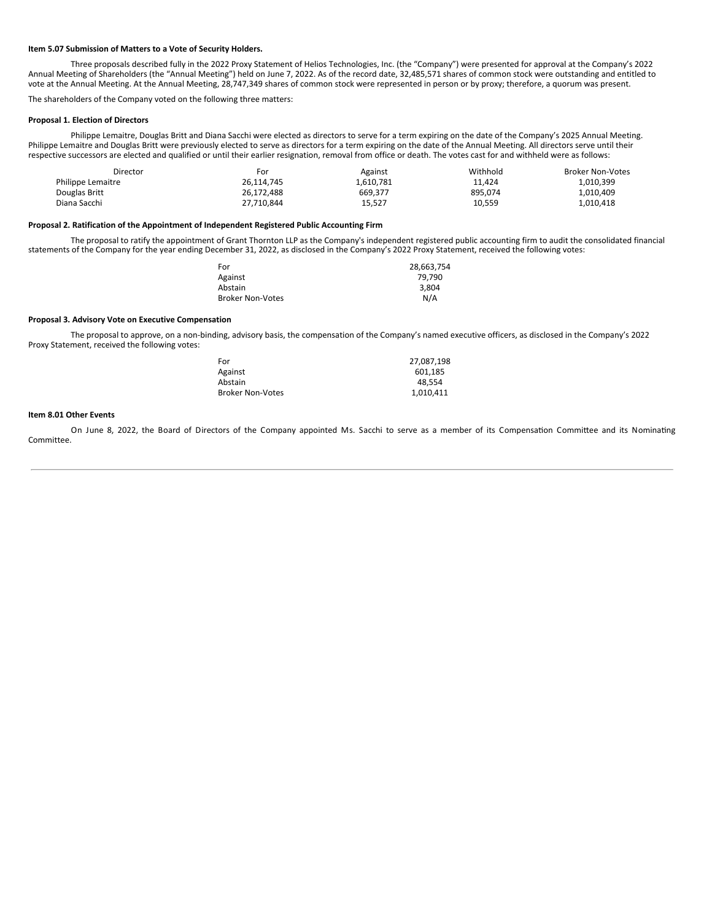**Item 5.07 Submission of Matters to a Vote of Security Holders.**

Three proposals described fully in the 2022 Proxy Statement of Helios Technologies, Inc. (the "Company") were presented for approval at the Company's 2022 Annual Meeting of Shareholders (the "Annual Meeting") held on June 7, 2022. As of the record date, 32,485,571 shares of common stock were outstanding and entitled to vote at the Annual Meeting. At the Annual Meeting, 28,747,349 shares of common stock were represented in person or by proxy; therefore, a quorum was present.

The shareholders of the Company voted on the following three matters:

**Proposal 1. Election of Directors**

Philippe Lemaitre, Douglas Britt and Diana Sacchi were elected as directors to serve for a term expiring on the date of the Company's 2025 Annual Meeting. Philippe Lemaitre and Douglas Britt were previously elected to serve as directors for a term expiring on the date of the Annual Meeting. All directors serve until their respective successors are elected and qualified or until their earlier resignation, removal from office or death. The votes cast for and withheld were as follows:

| Director | For | Against | Withhold | Broker Non-Votes |
|---|---|---|---|---|
| Philippe Lemaitre | 26,114,745 | 1,610,781 | 11,424 | 1,010,399 |
| Douglas Britt | 26,172,488 | 669,377 | 895,074 | 1,010,409 |
| Diana Sacchi | 27,710,844 | 15,527 | 10,559 | 1,010,418 |

**Proposal 2. Ratification of the Appointment of Independent Registered Public Accounting Firm**

The proposal to ratify the appointment of Grant Thornton LLP as the Company's independent registered public accounting firm to audit the consolidated financial statements of the Company for the year ending December 31, 2022, as disclosed in the Company's 2022 Proxy Statement, received the following votes:

| | |
|---|---|
| For | 28,663,754 |
| Against | 79,790 |
| Abstain | 3,804 |
| Broker Non-Votes | N/A |

**Proposal 3. Advisory Vote on Executive Compensation**

The proposal to approve, on a non-binding, advisory basis, the compensation of the Company's named executive officers, as disclosed in the Company's 2022 Proxy Statement, received the following votes:

| | |
|---|---|
| For | 27,087,198 |
| Against | 601,185 |
| Abstain | 48,554 |
| Broker Non-Votes | 1,010,411 |

**Item 8.01 Other Events**

On June 8, 2022, the Board of Directors of the Company appointed Ms. Sacchi to serve as a member of its Compensation Committee and its Nominating Committee.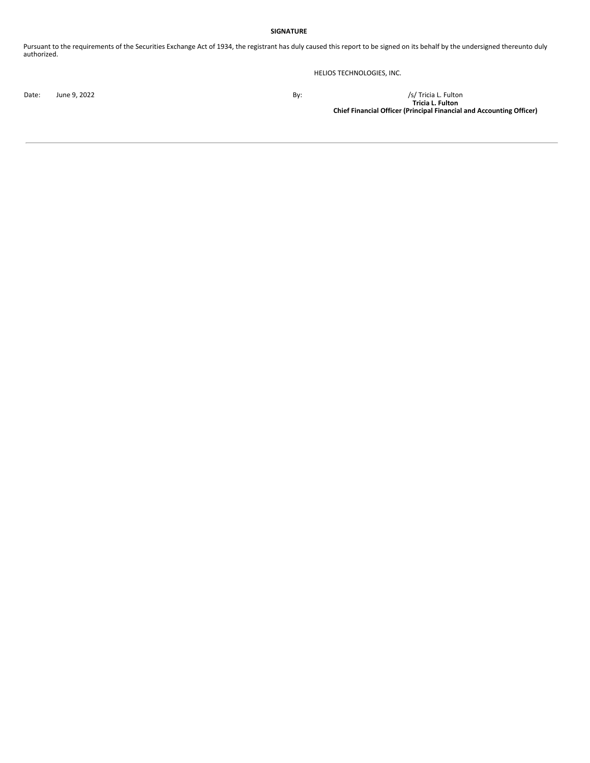**SIGNATURE**

Pursuant to the requirements of the Securities Exchange Act of 1934, the registrant has duly caused this report to be signed on its behalf by the undersigned thereunto duly authorized.

HELIOS TECHNOLOGIES, INC.

Date: June 9, 2022

By: /s/ Tricia L. Fulton

**Tricia L. Fulton**

**Chief Financial Officer (Principal Financial and Accounting Officer)**